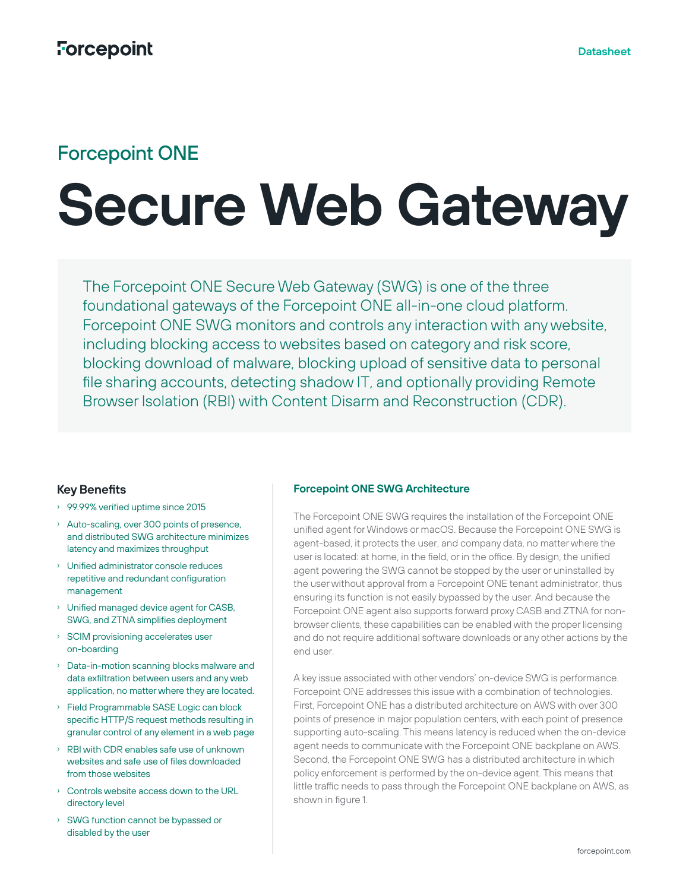Forcepoint

Datasheet

## Forcepoint ONE

# Secure Web Gateway

The Forcepoint ONE Secure Web Gateway (SWG) is one of the three foundational gateways of the Forcepoint ONE all-in-one cloud platform. Forcepoint ONE SWG monitors and controls any interaction with any website, including blocking access to websites based on category and risk score, blocking download of malware, blocking upload of sensitive data to personal file sharing accounts, detecting shadow IT, and optionally providing Remote Browser Isolation (RBI) with Content Disarm and Reconstruction (CDR).

### Key Benefits

- 99.99% verified uptime since 2015
- Auto-scaling, over 300 points of presence, and distributed SWG architecture minimizes latency and maximizes throughput
- Unified administrator console reduces repetitive and redundant configuration management
- Unified managed device agent for CASB, SWG, and ZTNA simplifies deployment
- SCIM provisioning accelerates user on-boarding
- Data-in-motion scanning blocks malware and data exfiltration between users and any web application, no matter where they are located.
- Field Programmable SASE Logic can block specific HTTP/S request methods resulting in granular control of any element in a web page
- RBI with CDR enables safe use of unknown websites and safe use of files downloaded from those websites
- Controls website access down to the URL directory level
- SWG function cannot be bypassed or disabled by the user

### Forcepoint ONE SWG Architecture

The Forcepoint ONE SWG requires the installation of the Forcepoint ONE unified agent for Windows or macOS. Because the Forcepoint ONE SWG is agent-based, it protects the user, and company data, no matter where the user is located: at home, in the field, or in the office. By design, the unified agent powering the SWG cannot be stopped by the user or uninstalled by the user without approval from a Forcepoint ONE tenant administrator, thus ensuring its function is not easily bypassed by the user. And because the Forcepoint ONE agent also supports forward proxy CASB and ZTNA for non-browser clients, these capabilities can be enabled with the proper licensing and do not require additional software downloads or any other actions by the end user.

A key issue associated with other vendors' on-device SWG is performance. Forcepoint ONE addresses this issue with a combination of technologies. First, Forcepoint ONE has a distributed architecture on AWS with over 300 points of presence in major population centers, with each point of presence supporting auto-scaling. This means latency is reduced when the on-device agent needs to communicate with the Forcepoint ONE backplane on AWS. Second, the Forcepoint ONE SWG has a distributed architecture in which policy enforcement is performed by the on-device agent. This means that little traffic needs to pass through the Forcepoint ONE backplane on AWS, as shown in figure 1.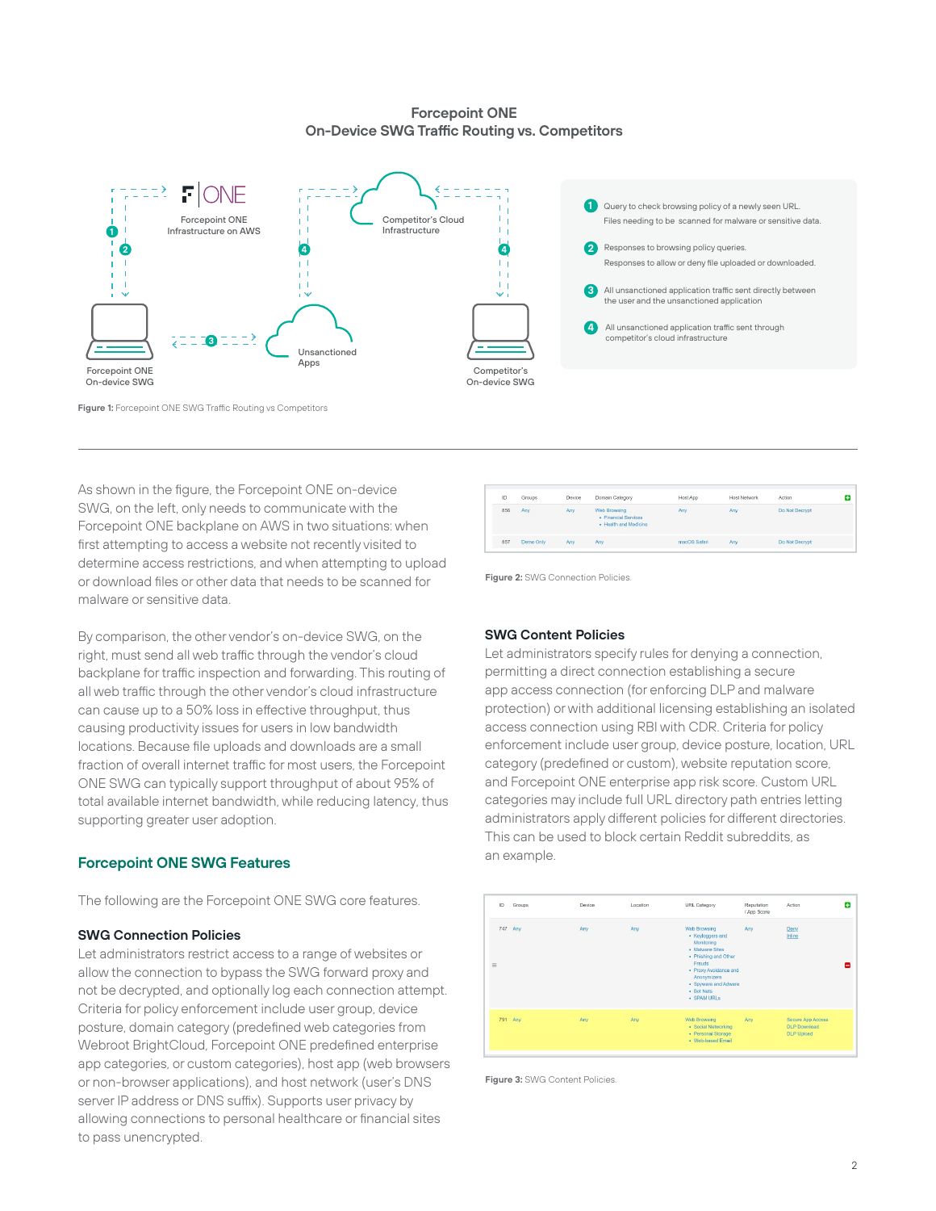## Forcepoint ONE
## On-Device SWG Traffic Routing vs. Competitors

Forcepoint ONE Infrastructure on AWS

Competitor's Cloud Infrastructure

Forcepoint ONE On-device SWG

Unsanctioned Apps

Competitor's On-device SWG

1. Query to check browsing policy of a newly seen URL. Files needing to be scanned for malware or sensitive data.
2. Responses to browsing policy queries. Responses to allow or deny file uploaded or downloaded.
3. All unsanctioned application traffic sent directly between the user and the unsanctioned application
4. All unsanctioned application traffic sent through competitor's cloud infrastructure

**Figure 1:** Forcepoint ONE SWG Traffic Routing vs Competitors

As shown in the figure, the Forcepoint ONE on-device SWG, on the left, only needs to communicate with the Forcepoint ONE backplane on AWS in two situations: when first attempting to access a website not recently visited to determine access restrictions, and when attempting to upload or download files or other data that needs to be scanned for malware or sensitive data.

By comparison, the other vendor's on-device SWG, on the right, must send all web traffic through the vendor's cloud backplane for traffic inspection and forwarding. This routing of all web traffic through the other vendor's cloud infrastructure can cause up to a 50% loss in effective throughput, thus causing productivity issues for users in low bandwidth locations. Because file uploads and downloads are a small fraction of overall internet traffic for most users, the Forcepoint ONE SWG can typically support throughput of about 95% of total available internet bandwidth, while reducing latency, thus supporting greater user adoption.

## Forcepoint ONE SWG Features

The following are the Forcepoint ONE SWG core features.

### SWG Connection Policies

Let administrators restrict access to a range of websites or allow the connection to bypass the SWG forward proxy and not be decrypted, and optionally log each connection attempt. Criteria for policy enforcement include user group, device posture, domain category (predefined web categories from Webroot BrightCloud, Forcepoint ONE predefined enterprise app categories, or custom categories), host app (web browsers or non-browser applications), and host network (user's DNS server IP address or DNS suffix). Supports user privacy by allowing connections to personal healthcare or financial sites to pass unencrypted.

| ID | Groups | Device | Domain Category | Host App | Host Network | Action |
|---|---|---|---|---|---|---|
| 856 | Any | Any | Web Browsing • Financial Services • Health and Medicine | Any | Any | Do Not Decrypt |
| 857 | Demo Only | Any | Any | macOS Safari | Any | Do Not Decrypt |

**Figure 2:** SWG Connection Policies.

### SWG Content Policies

Let administrators specify rules for denying a connection, permitting a direct connection establishing a secure app access connection (for enforcing DLP and malware protection) or with additional licensing establishing an isolated access connection using RBI with CDR. Criteria for policy enforcement include user group, device posture, location, URL category (predefined or custom), website reputation score, and Forcepoint ONE enterprise app risk score. Custom URL categories may include full URL directory path entries letting administrators apply different policies for different directories. This can be used to block certain Reddit subreddits, as an example.

| ID | Groups | Device | Location | URL Category | Reputation / App Score | Action |
|---|---|---|---|---|---|---|
| 747 | Any | Any | Any | Web Browsing • Keyloggers and Monitoring • Malware Sites • Phishing and Other Frauds • Proxy Avoidance and Anonymizers • Spyware and Adware • Bot Nets • SPAM URLs | Any | Deny Inline |
| 791 | Any | Any | Any | Web Browsing • Social Networking • Personal Storage • Web-based Email | Any | Secure App Access DLP Download DLP Upload |

**Figure 3:** SWG Content Policies.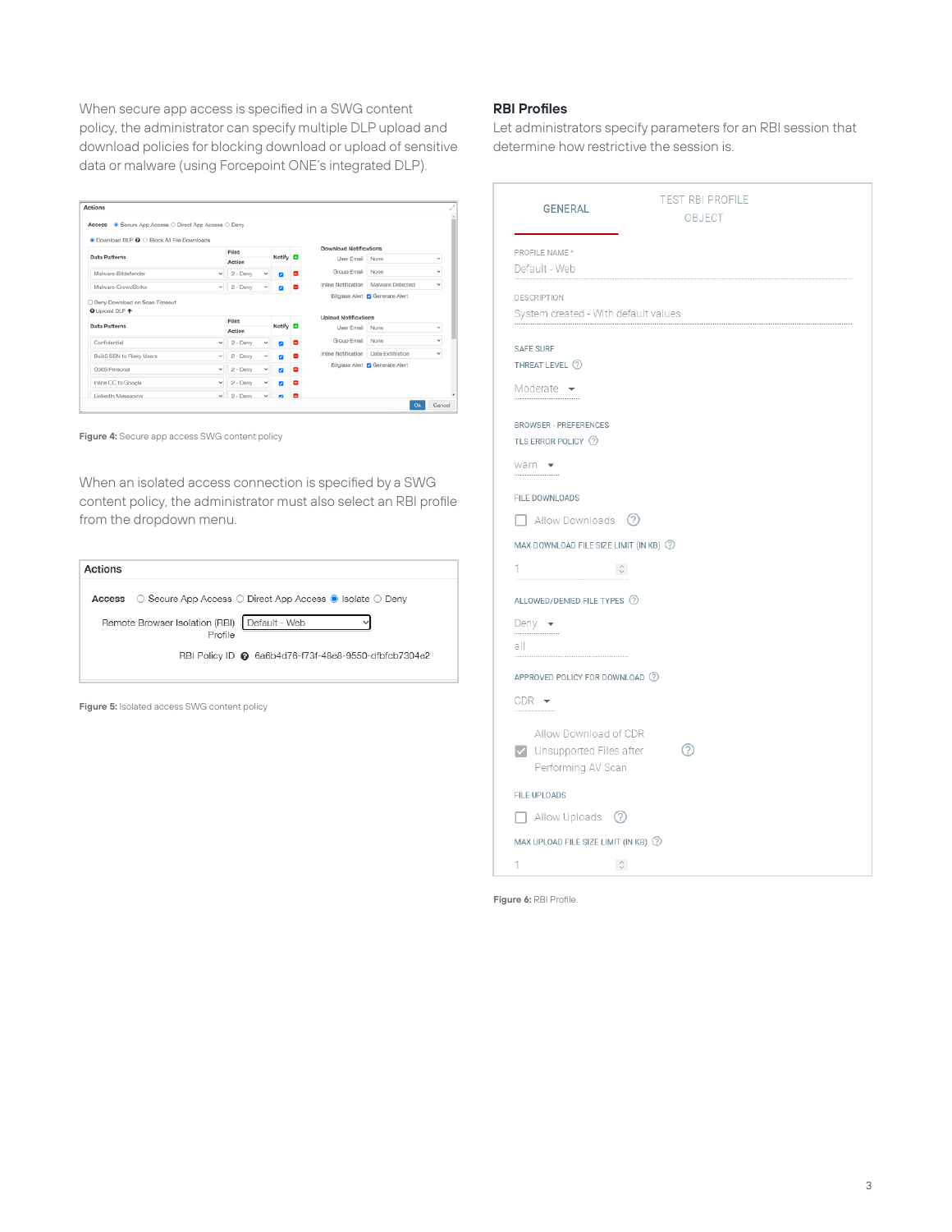When secure app access is specified in a SWG content policy, the administrator can specify multiple DLP upload and download policies for blocking download or upload of sensitive data or malware (using Forcepoint ONE's integrated DLP).

**Figure 4:** Secure app access SWG content policy

When an isolated access connection is specified by a SWG content policy, the administrator must also select an RBI profile from the dropdown menu.

**Figure 5:** Isolated access SWG content policy

## RBI Profiles

Let administrators specify parameters for an RBI session that determine how restrictive the session is.

**Figure 6:** RBI Profile.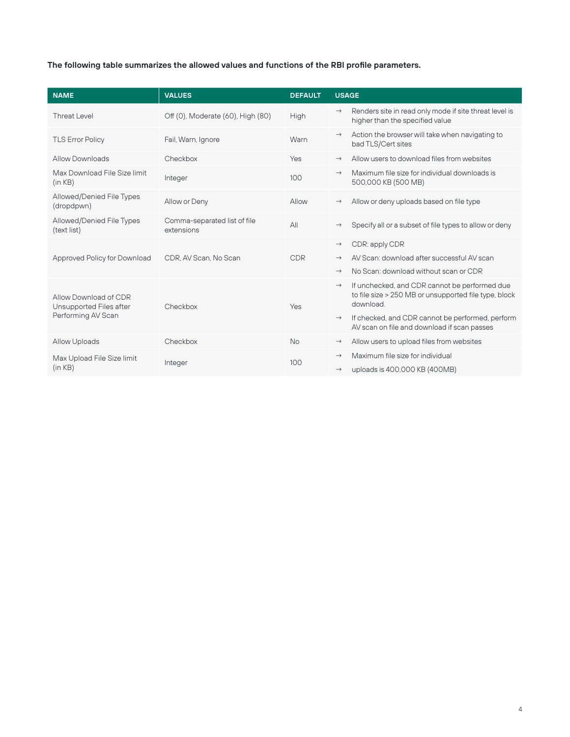**The following table summarizes the allowed values and functions of the RBI profile parameters.**

| NAME | VALUES | DEFAULT | USAGE |
|---|---|---|---|
| Threat Level | Off (0), Moderate (60), High (80) | High | → Renders site in read only mode if site threat level is higher than the specified value |
| TLS Error Policy | Fail, Warn, Ignore | Warn | → Action the browser will take when navigating to bad TLS/Cert sites |
| Allow Downloads | Checkbox | Yes | → Allow users to download files from websites |
| Max Download File Size limit (in KB) | Integer | 100 | → Maximum file size for individual downloads is 500,000 KB (500 MB) |
| Allowed/Denied File Types (dropdpwn) | Allow or Deny | Allow | → Allow or deny uploads based on file type |
| Allowed/Denied File Types (text list) | Comma-separated list of file extensions | All | → Specify all or a subset of file types to allow or deny |
| Approved Policy for Download | CDR, AV Scan, No Scan | CDR | → CDR: apply CDR<br>→ AV Scan: download after successful AV scan<br>→ No Scan: download without scan or CDR |
| Allow Download of CDR Unsupported Files after Performing AV Scan | Checkbox | Yes | → If unchecked, and CDR cannot be performed due to file size > 250 MB or unsupported file type, block download.<br>→ If checked, and CDR cannot be performed, perform AV scan on file and download if scan passes |
| Allow Uploads | Checkbox | No | → Allow users to upload files from websites |
| Max Upload File Size limit (in KB) | Integer | 100 | → Maximum file size for individual<br>→ uploads is 400,000 KB (400MB) |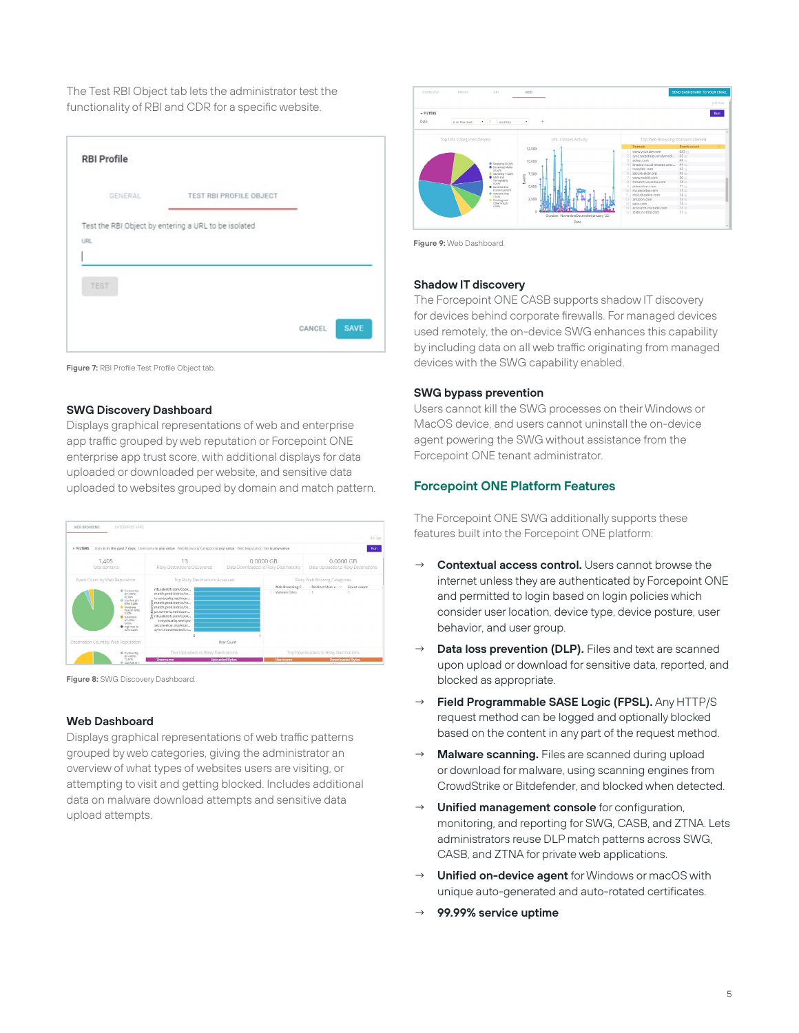The Test RBI Object tab lets the administrator test the functionality of RBI and CDR for a specific website.

Figure 7: RBI Profile Test Profile Object tab.

### SWG Discovery Dashboard

Displays graphical representations of web and enterprise app traffic grouped by web reputation or Forcepoint ONE enterprise app trust score, with additional displays for data uploaded or downloaded per website, and sensitive data uploaded to websites grouped by domain and match pattern.

Figure 8: SWG Discovery Dashboard.

### Web Dashboard

Displays graphical representations of web traffic patterns grouped by web categories, giving the administrator an overview of what types of websites users are visiting, or attempting to visit and getting blocked. Includes additional data on malware download attempts and sensitive data upload attempts.

Figure 9: Web Dashboard.

### Shadow IT discovery

The Forcepoint ONE CASB supports shadow IT discovery for devices behind corporate firewalls. For managed devices used remotely, the on-device SWG enhances this capability by including data on all web traffic originating from managed devices with the SWG capability enabled.

### SWG bypass prevention

Users cannot kill the SWG processes on their Windows or MacOS device, and users cannot uninstall the on-device agent powering the SWG without assistance from the Forcepoint ONE tenant administrator.

## Forcepoint ONE Platform Features

The Forcepoint ONE SWG additionally supports these features built into the Forcepoint ONE platform:

→ **Contextual access control.** Users cannot browse the internet unless they are authenticated by Forcepoint ONE and permitted to login based on login policies which consider user location, device type, device posture, user behavior, and user group.

→ **Data loss prevention (DLP).** Files and text are scanned upon upload or download for sensitive data, reported, and blocked as appropriate.

→ **Field Programmable SASE Logic (FPSL).** Any HTTP/S request method can be logged and optionally blocked based on the content in any part of the request method.

→ **Malware scanning.** Files are scanned during upload or download for malware, using scanning engines from CrowdStrike or Bitdefender, and blocked when detected.

→ **Unified management console** for configuration, monitoring, and reporting for SWG, CASB, and ZTNA. Lets administrators reuse DLP match patterns across SWG, CASB, and ZTNA for private web applications.

→ **Unified on-device agent** for Windows or macOS with unique auto-generated and auto-rotated certificates.

→ **99.99% service uptime**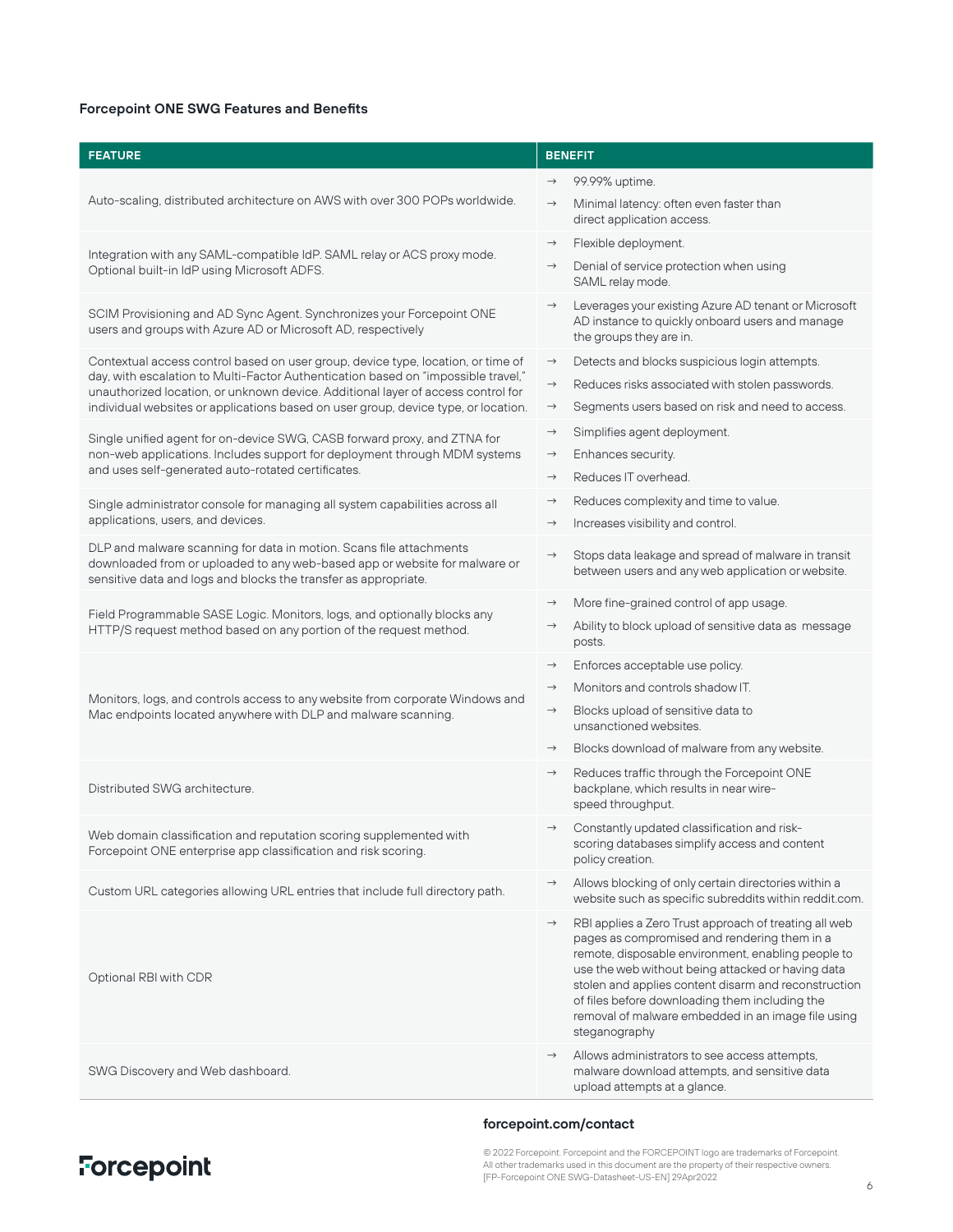### Forcepoint ONE SWG Features and Benefits

| FEATURE | BENEFIT |
| --- | --- |
| Auto-scaling, distributed architecture on AWS with over 300 POPs worldwide. | → 99.99% uptime.<br>→ Minimal latency: often even faster than direct application access. |
| Integration with any SAML-compatible IdP. SAML relay or ACS proxy mode. Optional built-in IdP using Microsoft ADFS. | → Flexible deployment.<br>→ Denial of service protection when using SAML relay mode. |
| SCIM Provisioning and AD Sync Agent. Synchronizes your Forcepoint ONE users and groups with Azure AD or Microsoft AD, respectively | → Leverages your existing Azure AD tenant or Microsoft AD instance to quickly onboard users and manage the groups they are in. |
| Contextual access control based on user group, device type, location, or time of day, with escalation to Multi-Factor Authentication based on "impossible travel," unauthorized location, or unknown device. Additional layer of access control for individual websites or applications based on user group, device type, or location. | → Detects and blocks suspicious login attempts.<br>→ Reduces risks associated with stolen passwords.<br>→ Segments users based on risk and need to access. |
| Single unified agent for on-device SWG, CASB forward proxy, and ZTNA for non-web applications. Includes support for deployment through MDM systems and uses self-generated auto-rotated certificates. | → Simplifies agent deployment.<br>→ Enhances security.<br>→ Reduces IT overhead. |
| Single administrator console for managing all system capabilities across all applications, users, and devices. | → Reduces complexity and time to value.<br>→ Increases visibility and control. |
| DLP and malware scanning for data in motion. Scans file attachments downloaded from or uploaded to any web-based app or website for malware or sensitive data and logs and blocks the transfer as appropriate. | → Stops data leakage and spread of malware in transit between users and any web application or website. |
| Field Programmable SASE Logic. Monitors, logs, and optionally blocks any HTTP/S request method based on any portion of the request method. | → More fine-grained control of app usage.<br>→ Ability to block upload of sensitive data as message posts. |
| Monitors, logs, and controls access to any website from corporate Windows and Mac endpoints located anywhere with DLP and malware scanning. | → Enforces acceptable use policy.<br>→ Monitors and controls shadow IT.<br>→ Blocks upload of sensitive data to unsanctioned websites.<br>→ Blocks download of malware from any website. |
| Distributed SWG architecture. | → Reduces traffic through the Forcepoint ONE backplane, which results in near wire-speed throughput. |
| Web domain classification and reputation scoring supplemented with Forcepoint ONE enterprise app classification and risk scoring. | → Constantly updated classification and risk-scoring databases simplify access and content policy creation. |
| Custom URL categories allowing URL entries that include full directory path. | → Allows blocking of only certain directories within a website such as specific subreddits within reddit.com. |
| Optional RBI with CDR | → RBI applies a Zero Trust approach of treating all web pages as compromised and rendering them in a remote, disposable environment, enabling people to use the web without being attacked or having data stolen and applies content disarm and reconstruction of files before downloading them including the removal of malware embedded in an image file using steganography |
| SWG Discovery and Web dashboard. | → Allows administrators to see access attempts, malware download attempts, and sensitive data upload attempts at a glance. |

**forcepoint.com/contact**

Forcepoint

© 2022 Forcepoint. Forcepoint and the FORCEPOINT logo are trademarks of Forcepoint. All other trademarks used in this document are the property of their respective owners. [FP-Forcepoint ONE SWG-Datasheet-US-EN] 29Apr2022